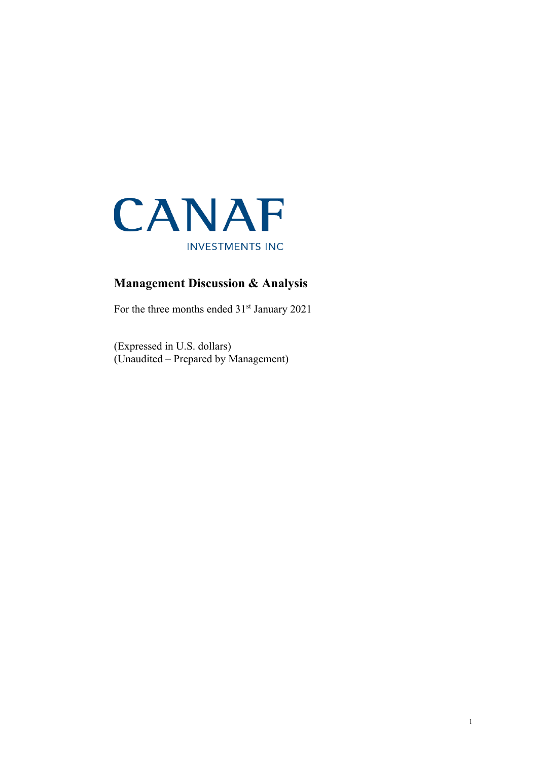# CANAF

INVESTMENTS INC

## Management Discussion & Analysis

For the three months ended 31st January 2021

(Expressed in U.S. dollars)
(Unaudited – Prepared by Management)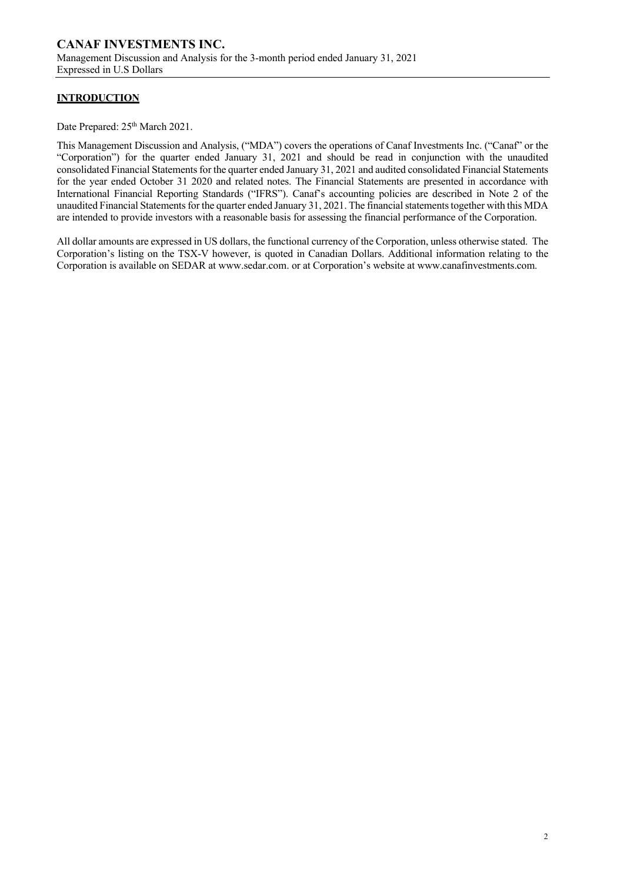## **INTRODUCTION**

Date Prepared: 25th March 2021.

This Management Discussion and Analysis, ("MDA") covers the operations of Canaf Investments Inc. ("Canaf" or the "Corporation") for the quarter ended January 31, 2021 and should be read in conjunction with the unaudited consolidated Financial Statements for the quarter ended January 31, 2021 and audited consolidated Financial Statements for the year ended October 31 2020 and related notes. The Financial Statements are presented in accordance with International Financial Reporting Standards ("IFRS"). Canaf's accounting policies are described in Note 2 of the unaudited Financial Statements for the quarter ended January 31, 2021. The financial statements together with this MDA are intended to provide investors with a reasonable basis for assessing the financial performance of the Corporation.

All dollar amounts are expressed in US dollars, the functional currency of the Corporation, unless otherwise stated. The Corporation's listing on the TSX-V however, is quoted in Canadian Dollars. Additional information relating to the Corporation is available on SEDAR at www.sedar.com. or at Corporation's website at www.canafinvestments.com.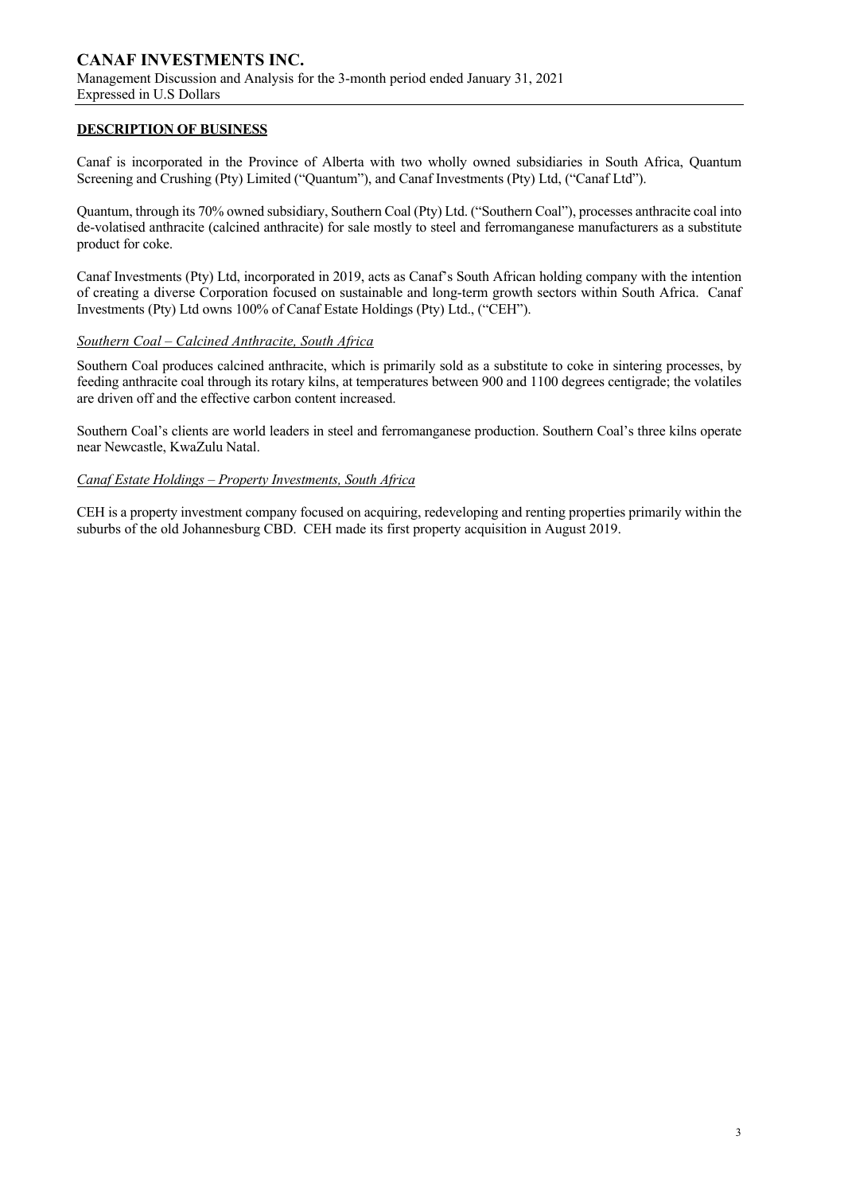## DESCRIPTION OF BUSINESS

Canaf is incorporated in the Province of Alberta with two wholly owned subsidiaries in South Africa, Quantum Screening and Crushing (Pty) Limited ("Quantum"), and Canaf Investments (Pty) Ltd, ("Canaf Ltd").

Quantum, through its 70% owned subsidiary, Southern Coal (Pty) Ltd. ("Southern Coal"), processes anthracite coal into de-volatised anthracite (calcined anthracite) for sale mostly to steel and ferromanganese manufacturers as a substitute product for coke.

Canaf Investments (Pty) Ltd, incorporated in 2019, acts as Canaf's South African holding company with the intention of creating a diverse Corporation focused on sustainable and long-term growth sectors within South Africa. Canaf Investments (Pty) Ltd owns 100% of Canaf Estate Holdings (Pty) Ltd., ("CEH").

### *Southern Coal – Calcined Anthracite, South Africa*

Southern Coal produces calcined anthracite, which is primarily sold as a substitute to coke in sintering processes, by feeding anthracite coal through its rotary kilns, at temperatures between 900 and 1100 degrees centigrade; the volatiles are driven off and the effective carbon content increased.

Southern Coal's clients are world leaders in steel and ferromanganese production. Southern Coal's three kilns operate near Newcastle, KwaZulu Natal.

### *Canaf Estate Holdings – Property Investments, South Africa*

CEH is a property investment company focused on acquiring, redeveloping and renting properties primarily within the suburbs of the old Johannesburg CBD. CEH made its first property acquisition in August 2019.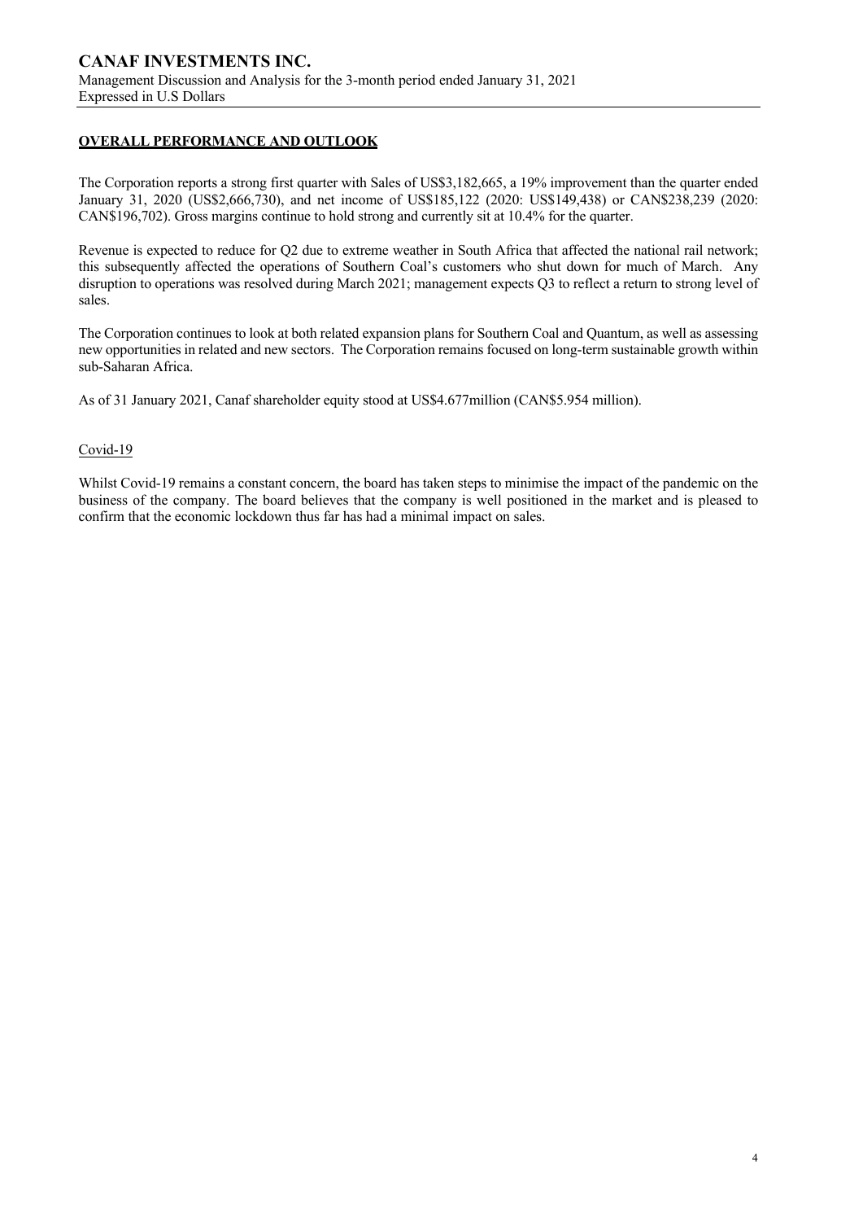## OVERALL PERFORMANCE AND OUTLOOK

The Corporation reports a strong first quarter with Sales of US$3,182,665, a 19% improvement than the quarter ended January 31, 2020 (US$2,666,730), and net income of US$185,122 (2020: US$149,438) or CAN$238,239 (2020: CAN$196,702). Gross margins continue to hold strong and currently sit at 10.4% for the quarter.

Revenue is expected to reduce for Q2 due to extreme weather in South Africa that affected the national rail network; this subsequently affected the operations of Southern Coal's customers who shut down for much of March. Any disruption to operations was resolved during March 2021; management expects Q3 to reflect a return to strong level of sales.

The Corporation continues to look at both related expansion plans for Southern Coal and Quantum, as well as assessing new opportunities in related and new sectors. The Corporation remains focused on long-term sustainable growth within sub-Saharan Africa.

As of 31 January 2021, Canaf shareholder equity stood at US$4.677million (CAN$5.954 million).

### Covid-19

Whilst Covid-19 remains a constant concern, the board has taken steps to minimise the impact of the pandemic on the business of the company. The board believes that the company is well positioned in the market and is pleased to confirm that the economic lockdown thus far has had a minimal impact on sales.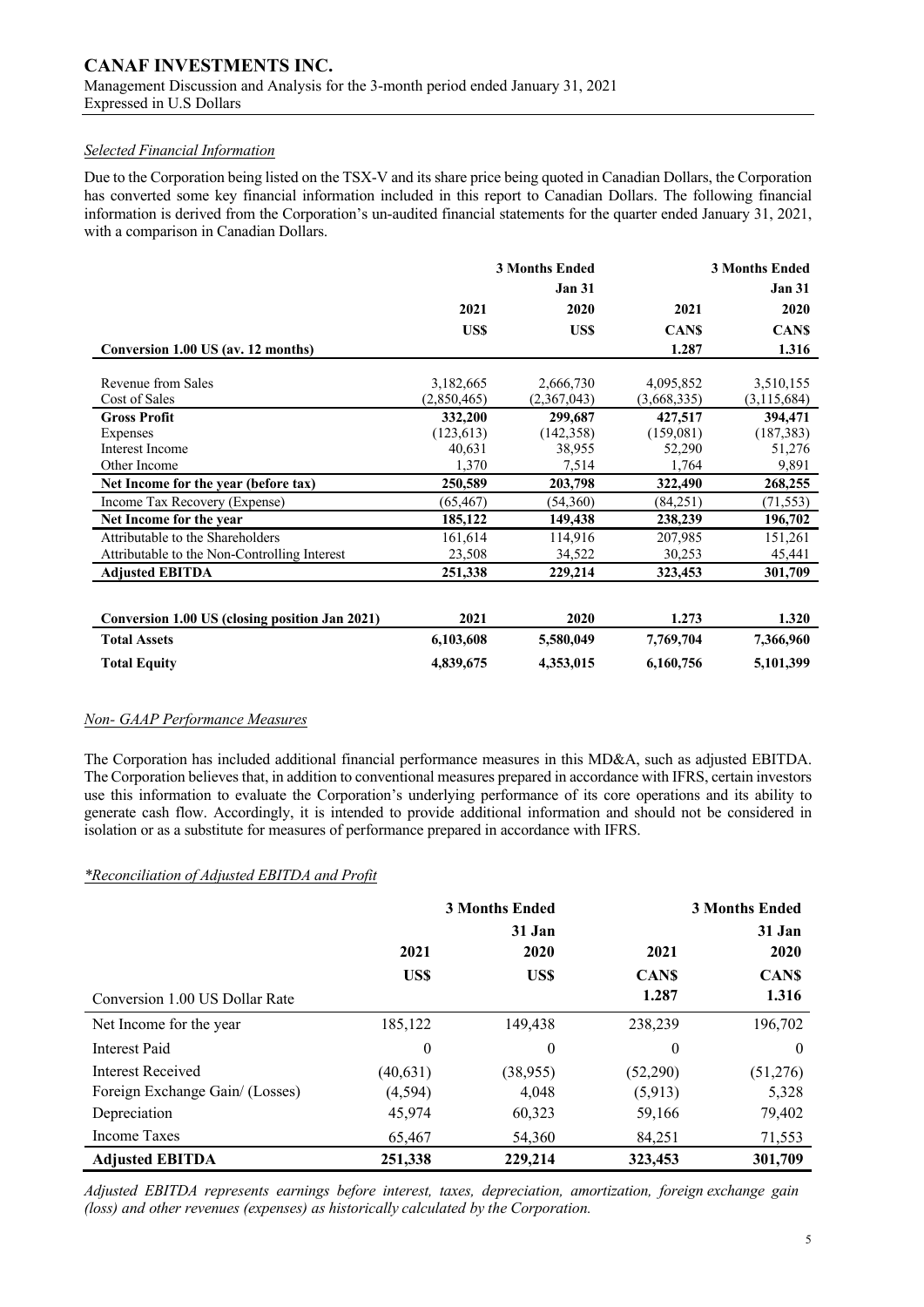*Selected Financial Information*

Due to the Corporation being listed on the TSX-V and its share price being quoted in Canadian Dollars, the Corporation has converted some key financial information included in this report to Canadian Dollars. The following financial information is derived from the Corporation's un-audited financial statements for the quarter ended January 31, 2021, with a comparison in Canadian Dollars.

| | | 3 Months Ended | | 3 Months Ended |
|---|---|---|---|---|
| | | Jan 31 | | Jan 31 |
| | 2021 | 2020 | 2021 | 2020 |
| | US$ | US$ | CAN$ | CAN$ |
| **Conversion 1.00 US (av. 12 months)** | | | 1.287 | 1.316 |
| Revenue from Sales | 3,182,665 | 2,666,730 | 4,095,852 | 3,510,155 |
| Cost of Sales | (2,850,465) | (2,367,043) | (3,668,335) | (3,115,684) |
| **Gross Profit** | **332,200** | **299,687** | **427,517** | **394,471** |
| Expenses | (123,613) | (142,358) | (159,081) | (187,383) |
| Interest Income | 40,631 | 38,955 | 52,290 | 51,276 |
| Other Income | 1,370 | 7,514 | 1,764 | 9,891 |
| **Net Income for the year (before tax)** | **250,589** | **203,798** | **322,490** | **268,255** |
| Income Tax Recovery (Expense) | (65,467) | (54,360) | (84,251) | (71,553) |
| **Net Income for the year** | **185,122** | **149,438** | **238,239** | **196,702** |
| Attributable to the Shareholders | 161,614 | 114,916 | 207,985 | 151,261 |
| Attributable to the Non-Controlling Interest | 23,508 | 34,522 | 30,253 | 45,441 |
| **Adjusted EBITDA** | **251,338** | **229,214** | **323,453** | **301,709** |
| | | | | |
| **Conversion 1.00 US (closing position Jan 2021)** | **2021** | **2020** | **1.273** | **1.320** |
| **Total Assets** | **6,103,608** | **5,580,049** | **7,769,704** | **7,366,960** |
| **Total Equity** | **4,839,675** | **4,353,015** | **6,160,756** | **5,101,399** |

*Non- GAAP Performance Measures*

The Corporation has included additional financial performance measures in this MD&A, such as adjusted EBITDA. The Corporation believes that, in addition to conventional measures prepared in accordance with IFRS, certain investors use this information to evaluate the Corporation's underlying performance of its core operations and its ability to generate cash flow. Accordingly, it is intended to provide additional information and should not be considered in isolation or as a substitute for measures of performance prepared in accordance with IFRS.

*\*Reconciliation of Adjusted EBITDA and Profit*

| | | 3 Months Ended | | 3 Months Ended |
|---|---|---|---|---|
| | | 31 Jan | | 31 Jan |
| | 2021 | 2020 | 2021 | 2020 |
| | US$ | US$ | CAN$ | CAN$ |
| Conversion 1.00 US Dollar Rate | | | 1.287 | 1.316 |
| Net Income for the year | 185,122 | 149,438 | 238,239 | 196,702 |
| Interest Paid | 0 | 0 | 0 | 0 |
| Interest Received | (40,631) | (38,955) | (52,290) | (51,276) |
| Foreign Exchange Gain/ (Losses) | (4,594) | 4,048 | (5,913) | 5,328 |
| Depreciation | 45,974 | 60,323 | 59,166 | 79,402 |
| Income Taxes | 65,467 | 54,360 | 84,251 | 71,553 |
| **Adjusted EBITDA** | **251,338** | **229,214** | **323,453** | **301,709** |

*Adjusted EBITDA represents earnings before interest, taxes, depreciation, amortization, foreign exchange gain (loss) and other revenues (expenses) as historically calculated by the Corporation.*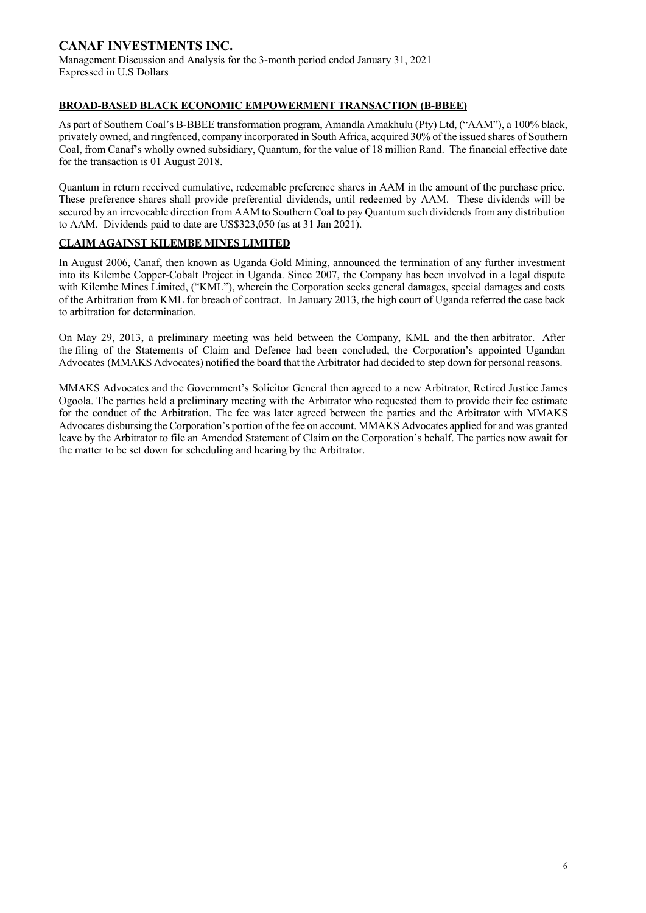## BROAD-BASED BLACK ECONOMIC EMPOWERMENT TRANSACTION (B-BBEE)

As part of Southern Coal's B-BBEE transformation program, Amandla Amakhulu (Pty) Ltd, ("AAM"), a 100% black, privately owned, and ringfenced, company incorporated in South Africa, acquired 30% of the issued shares of Southern Coal, from Canaf's wholly owned subsidiary, Quantum, for the value of 18 million Rand. The financial effective date for the transaction is 01 August 2018.

Quantum in return received cumulative, redeemable preference shares in AAM in the amount of the purchase price. These preference shares shall provide preferential dividends, until redeemed by AAM. These dividends will be secured by an irrevocable direction from AAM to Southern Coal to pay Quantum such dividends from any distribution to AAM. Dividends paid to date are US$323,050 (as at 31 Jan 2021).

## CLAIM AGAINST KILEMBE MINES LIMITED

In August 2006, Canaf, then known as Uganda Gold Mining, announced the termination of any further investment into its Kilembe Copper-Cobalt Project in Uganda. Since 2007, the Company has been involved in a legal dispute with Kilembe Mines Limited, ("KML"), wherein the Corporation seeks general damages, special damages and costs of the Arbitration from KML for breach of contract. In January 2013, the high court of Uganda referred the case back to arbitration for determination.

On May 29, 2013, a preliminary meeting was held between the Company, KML and the then arbitrator. After the filing of the Statements of Claim and Defence had been concluded, the Corporation's appointed Ugandan Advocates (MMAKS Advocates) notified the board that the Arbitrator had decided to step down for personal reasons.

MMAKS Advocates and the Government's Solicitor General then agreed to a new Arbitrator, Retired Justice James Ogoola. The parties held a preliminary meeting with the Arbitrator who requested them to provide their fee estimate for the conduct of the Arbitration. The fee was later agreed between the parties and the Arbitrator with MMAKS Advocates disbursing the Corporation's portion of the fee on account. MMAKS Advocates applied for and was granted leave by the Arbitrator to file an Amended Statement of Claim on the Corporation's behalf. The parties now await for the matter to be set down for scheduling and hearing by the Arbitrator.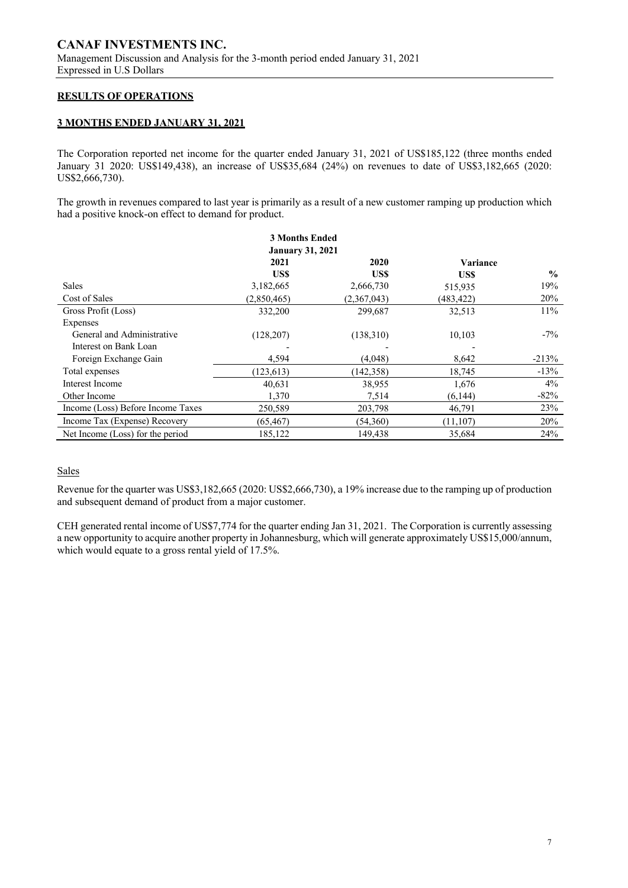# CANAF INVESTMENTS INC.

Management Discussion and Analysis for the 3-month period ended January 31, 2021
Expressed in U.S Dollars

**RESULTS OF OPERATIONS**

**3 MONTHS ENDED JANUARY 31, 2021**

The Corporation reported net income for the quarter ended January 31, 2021 of US$185,122 (three months ended January 31 2020: US$149,438), an increase of US$35,684 (24%) on revenues to date of US$3,182,665 (2020: US$2,666,730).

The growth in revenues compared to last year is primarily as a result of a new customer ramping up production which had a positive knock-on effect to demand for product.

| | 3 Months Ended January 31, 2021 | | | |
|---|---|---|---|---|
| | 2021 | 2020 | Variance | |
| | US$ | US$ | US$ | % |
| Sales | 3,182,665 | 2,666,730 | 515,935 | 19% |
| Cost of Sales | (2,850,465) | (2,367,043) | (483,422) | 20% |
| Gross Profit (Loss) | 332,200 | 299,687 | 32,513 | 11% |
| Expenses | | | | |
| General and Administrative | (128,207) | (138,310) | 10,103 | -7% |
| Interest on Bank Loan | - | - | - | |
| Foreign Exchange Gain | 4,594 | (4,048) | 8,642 | -213% |
| Total expenses | (123,613) | (142,358) | 18,745 | -13% |
| Interest Income | 40,631 | 38,955 | 1,676 | 4% |
| Other Income | 1,370 | 7,514 | (6,144) | -82% |
| Income (Loss) Before Income Taxes | 250,589 | 203,798 | 46,791 | 23% |
| Income Tax (Expense) Recovery | (65,467) | (54,360) | (11,107) | 20% |
| Net Income (Loss) for the period | 185,122 | 149,438 | 35,684 | 24% |

Sales

Revenue for the quarter was US$3,182,665 (2020: US$2,666,730), a 19% increase due to the ramping up of production and subsequent demand of product from a major customer.

CEH generated rental income of US$7,774 for the quarter ending Jan 31, 2021. The Corporation is currently assessing a new opportunity to acquire another property in Johannesburg, which will generate approximately US$15,000/annum, which would equate to a gross rental yield of 17.5%.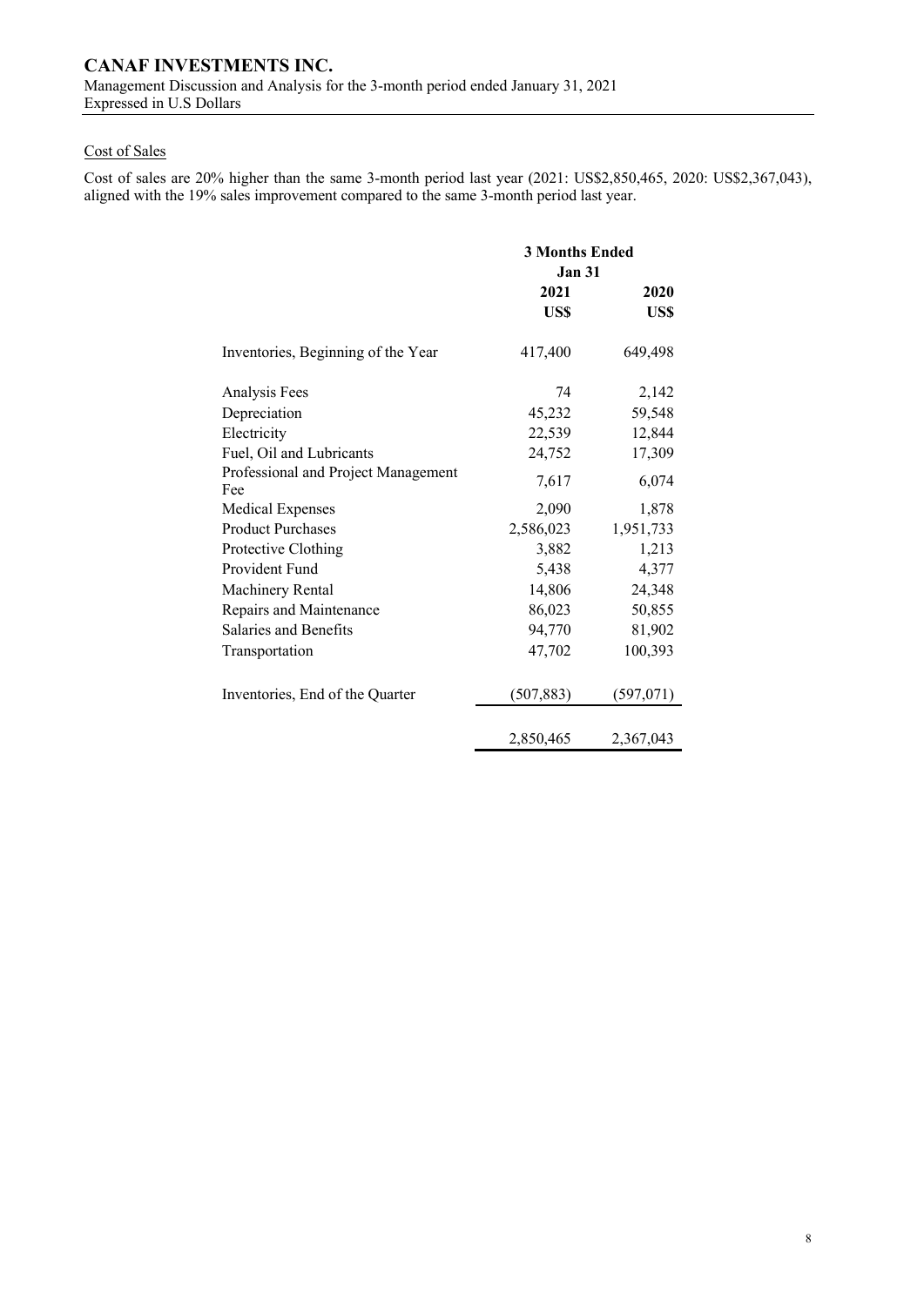## Cost of Sales

Cost of sales are 20% higher than the same 3-month period last year (2021: US$2,850,465, 2020: US$2,367,043), aligned with the 19% sales improvement compared to the same 3-month period last year.

| | 3 Months Ended Jan 31 | |
|---|---|---|
| | 2021 US$ | 2020 US$ |
| Inventories, Beginning of the Year | 417,400 | 649,498 |
| Analysis Fees | 74 | 2,142 |
| Depreciation | 45,232 | 59,548 |
| Electricity | 22,539 | 12,844 |
| Fuel, Oil and Lubricants | 24,752 | 17,309 |
| Professional and Project Management Fee | 7,617 | 6,074 |
| Medical Expenses | 2,090 | 1,878 |
| Product Purchases | 2,586,023 | 1,951,733 |
| Protective Clothing | 3,882 | 1,213 |
| Provident Fund | 5,438 | 4,377 |
| Machinery Rental | 14,806 | 24,348 |
| Repairs and Maintenance | 86,023 | 50,855 |
| Salaries and Benefits | 94,770 | 81,902 |
| Transportation | 47,702 | 100,393 |
| Inventories, End of the Quarter | (507,883) | (597,071) |
| | 2,850,465 | 2,367,043 |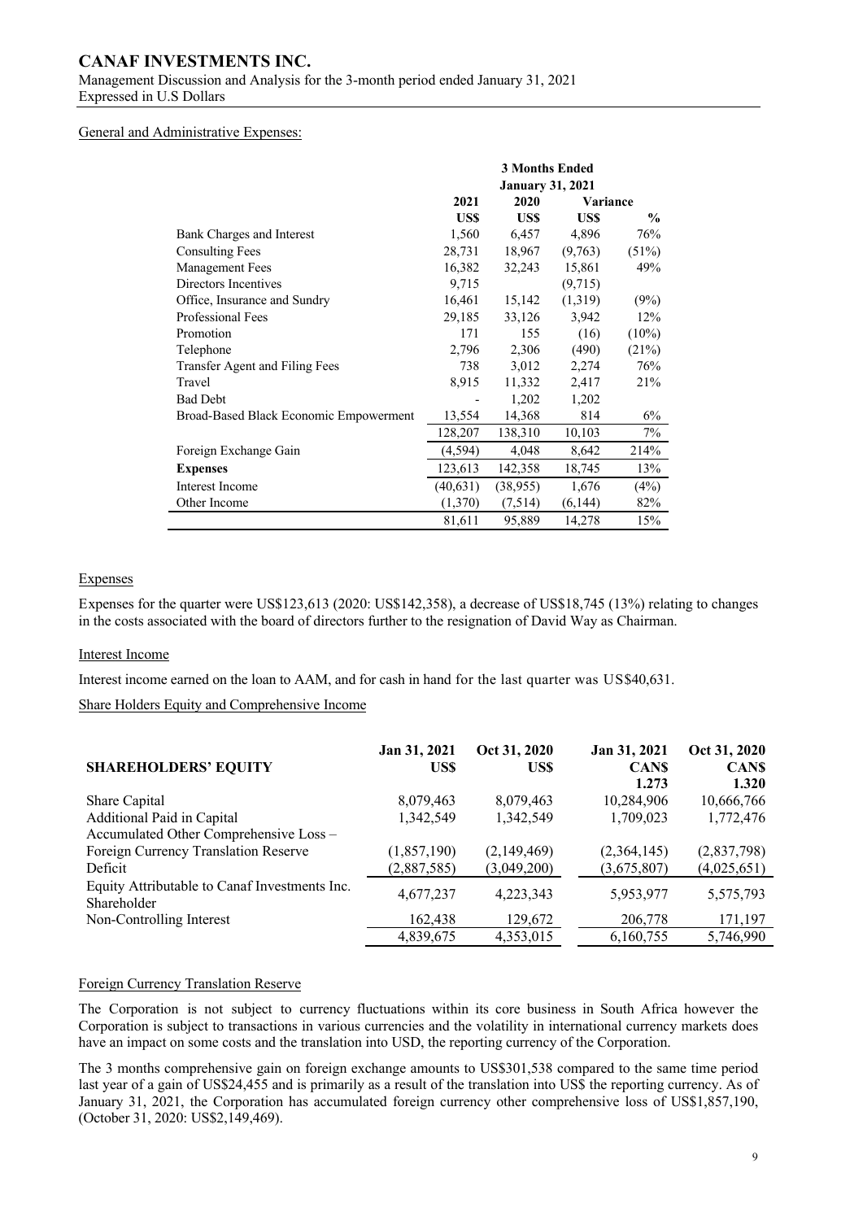General and Administrative Expenses:

| | 3 Months Ended January 31, 2021 | | | |
|---|---|---|---|---|
| | 2021 | 2020 | Variance | |
| | US$ | US$ | US$ | % |
| Bank Charges and Interest | 1,560 | 6,457 | 4,896 | 76% |
| Consulting Fees | 28,731 | 18,967 | (9,763) | (51%) |
| Management Fees | 16,382 | 32,243 | 15,861 | 49% |
| Directors Incentives | 9,715 | | (9,715) | |
| Office, Insurance and Sundry | 16,461 | 15,142 | (1,319) | (9%) |
| Professional Fees | 29,185 | 33,126 | 3,942 | 12% |
| Promotion | 171 | 155 | (16) | (10%) |
| Telephone | 2,796 | 2,306 | (490) | (21%) |
| Transfer Agent and Filing Fees | 738 | 3,012 | 2,274 | 76% |
| Travel | 8,915 | 11,332 | 2,417 | 21% |
| Bad Debt | - | 1,202 | 1,202 | |
| Broad-Based Black Economic Empowerment | 13,554 | 14,368 | 814 | 6% |
| | 128,207 | 138,310 | 10,103 | 7% |
| Foreign Exchange Gain | (4,594) | 4,048 | 8,642 | 214% |
| **Expenses** | 123,613 | 142,358 | 18,745 | 13% |
| Interest Income | (40,631) | (38,955) | 1,676 | (4%) |
| Other Income | (1,370) | (7,514) | (6,144) | 82% |
| | 81,611 | 95,889 | 14,278 | 15% |

Expenses

Expenses for the quarter were US$123,613 (2020: US$142,358), a decrease of US$18,745 (13%) relating to changes in the costs associated with the board of directors further to the resignation of David Way as Chairman.

Interest Income

Interest income earned on the loan to AAM, and for cash in hand for the last quarter was US$40,631.

Share Holders Equity and Comprehensive Income

| **SHAREHOLDERS' EQUITY** | Jan 31, 2021 US$ | Oct 31, 2020 US$ | Jan 31, 2021 CAN$ 1.273 | Oct 31, 2020 CAN$ 1.320 |
|---|---|---|---|---|
| Share Capital | 8,079,463 | 8,079,463 | 10,284,906 | 10,666,766 |
| Additional Paid in Capital | 1,342,549 | 1,342,549 | 1,709,023 | 1,772,476 |
| Accumulated Other Comprehensive Loss – Foreign Currency Translation Reserve | (1,857,190) | (2,149,469) | (2,364,145) | (2,837,798) |
| Deficit | (2,887,585) | (3,049,200) | (3,675,807) | (4,025,651) |
| Equity Attributable to Canaf Investments Inc. Shareholder | 4,677,237 | 4,223,343 | 5,953,977 | 5,575,793 |
| Non-Controlling Interest | 162,438 | 129,672 | 206,778 | 171,197 |
| | 4,839,675 | 4,353,015 | 6,160,755 | 5,746,990 |

Foreign Currency Translation Reserve

The Corporation is not subject to currency fluctuations within its core business in South Africa however the Corporation is subject to transactions in various currencies and the volatility in international currency markets does have an impact on some costs and the translation into USD, the reporting currency of the Corporation.

The 3 months comprehensive gain on foreign exchange amounts to US$301,538 compared to the same time period last year of a gain of US$24,455 and is primarily as a result of the translation into US$ the reporting currency. As of January 31, 2021, the Corporation has accumulated foreign currency other comprehensive loss of US$1,857,190, (October 31, 2020: US$2,149,469).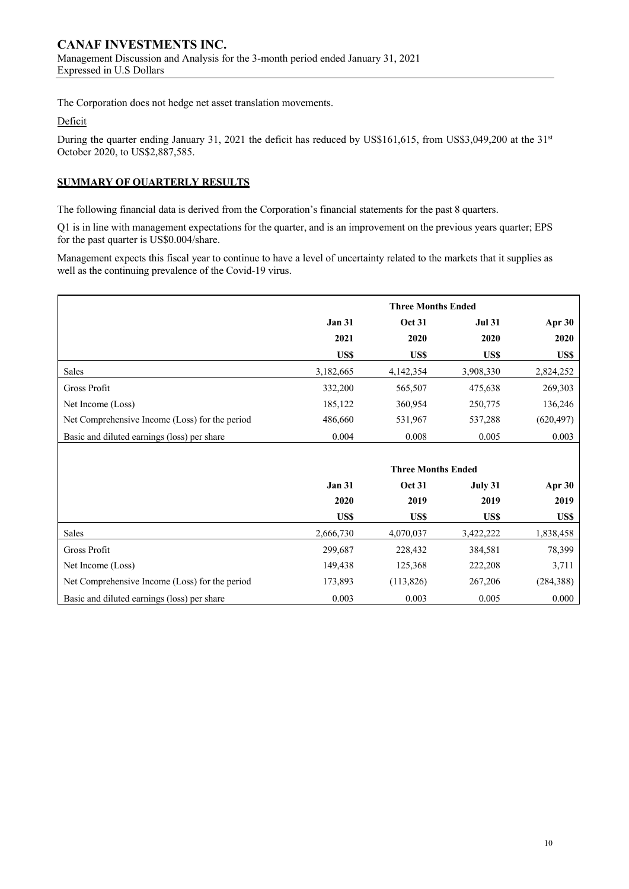The Corporation does not hedge net asset translation movements.

Deficit

During the quarter ending January 31, 2021 the deficit has reduced by US$161,615, from US$3,049,200 at the 31st October 2020, to US$2,887,585.

## SUMMARY OF QUARTERLY RESULTS

The following financial data is derived from the Corporation's financial statements for the past 8 quarters.

Q1 is in line with management expectations for the quarter, and is an improvement on the previous years quarter; EPS for the past quarter is US$0.004/share.

Management expects this fiscal year to continue to have a level of uncertainty related to the markets that it supplies as well as the continuing prevalence of the Covid-19 virus.

| | Three Months Ended | | | |
|---|---|---|---|---|
| | **Jan 31** | **Oct 31** | **Jul 31** | **Apr 30** |
| | **2021** | **2020** | **2020** | **2020** |
| | **US$** | **US$** | **US$** | **US$** |
| Sales | 3,182,665 | 4,142,354 | 3,908,330 | 2,824,252 |
| Gross Profit | 332,200 | 565,507 | 475,638 | 269,303 |
| Net Income (Loss) | 185,122 | 360,954 | 250,775 | 136,246 |
| Net Comprehensive Income (Loss) for the period | 486,660 | 531,967 | 537,288 | (620,497) |
| Basic and diluted earnings (loss) per share | 0.004 | 0.008 | 0.005 | 0.003 |

| | Three Months Ended | | | |
|---|---|---|---|---|
| | **Jan 31** | **Oct 31** | **July 31** | **Apr 30** |
| | **2020** | **2019** | **2019** | **2019** |
| | **US$** | **US$** | **US$** | **US$** |
| Sales | 2,666,730 | 4,070,037 | 3,422,222 | 1,838,458 |
| Gross Profit | 299,687 | 228,432 | 384,581 | 78,399 |
| Net Income (Loss) | 149,438 | 125,368 | 222,208 | 3,711 |
| Net Comprehensive Income (Loss) for the period | 173,893 | (113,826) | 267,206 | (284,388) |
| Basic and diluted earnings (loss) per share | 0.003 | 0.003 | 0.005 | 0.000 |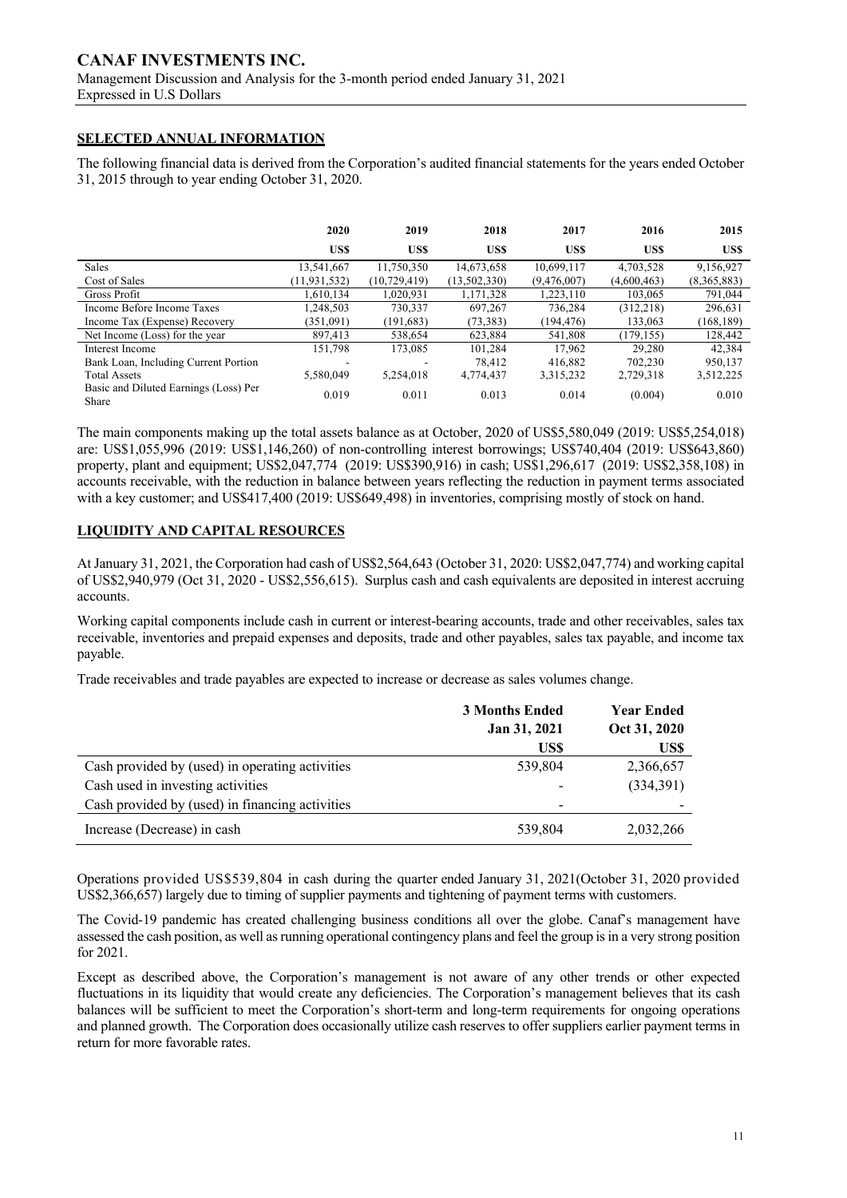## SELECTED ANNUAL INFORMATION

The following financial data is derived from the Corporation's audited financial statements for the years ended October 31, 2015 through to year ending October 31, 2020.

| | 2020 | 2019 | 2018 | 2017 | 2016 | 2015 |
|---|---|---|---|---|---|---|
| | US$ | US$ | US$ | US$ | US$ | US$ |
| Sales | 13,541,667 | 11,750,350 | 14,673,658 | 10,699,117 | 4,703,528 | 9,156,927 |
| Cost of Sales | (11,931,532) | (10,729,419) | (13,502,330) | (9,476,007) | (4,600,463) | (8,365,883) |
| Gross Profit | 1,610,134 | 1,020,931 | 1,171,328 | 1,223,110 | 103,065 | 791,044 |
| Income Before Income Taxes | 1,248,503 | 730,337 | 697,267 | 736,284 | (312,218) | 296,631 |
| Income Tax (Expense) Recovery | (351,091) | (191,683) | (73,383) | (194,476) | 133,063 | (168,189) |
| Net Income (Loss) for the year | 897,413 | 538,654 | 623,884 | 541,808 | (179,155) | 128,442 |
| Interest Income | 151,798 | 173,085 | 101,284 | 17,962 | 29,280 | 42,384 |
| Bank Loan, Including Current Portion | - | - | 78,412 | 416,882 | 702,230 | 950,137 |
| Total Assets | 5,580,049 | 5,254,018 | 4,774,437 | 3,315,232 | 2,729,318 | 3,512,225 |
| Basic and Diluted Earnings (Loss) Per Share | 0.019 | 0.011 | 0.013 | 0.014 | (0.004) | 0.010 |

The main components making up the total assets balance as at October, 2020 of US$5,580,049 (2019: US$5,254,018) are: US$1,055,996 (2019: US$1,146,260) of non-controlling interest borrowings; US$740,404 (2019: US$643,860) property, plant and equipment; US$2,047,774 (2019: US$390,916) in cash; US$1,296,617 (2019: US$2,358,108) in accounts receivable, with the reduction in balance between years reflecting the reduction in payment terms associated with a key customer; and US$417,400 (2019: US$649,498) in inventories, comprising mostly of stock on hand.

## LIQUIDITY AND CAPITAL RESOURCES

At January 31, 2021, the Corporation had cash of US$2,564,643 (October 31, 2020: US$2,047,774) and working capital of US$2,940,979 (Oct 31, 2020 - US$2,556,615). Surplus cash and cash equivalents are deposited in interest accruing accounts.

Working capital components include cash in current or interest-bearing accounts, trade and other receivables, sales tax receivable, inventories and prepaid expenses and deposits, trade and other payables, sales tax payable, and income tax payable.

Trade receivables and trade payables are expected to increase or decrease as sales volumes change.

| | 3 Months Ended Jan 31, 2021 | Year Ended Oct 31, 2020 |
|---|---|---|
| | US$ | US$ |
| Cash provided by (used) in operating activities | 539,804 | 2,366,657 |
| Cash used in investing activities | - | (334,391) |
| Cash provided by (used) in financing activities | - | - |
| Increase (Decrease) in cash | 539,804 | 2,032,266 |

Operations provided US$539,804 in cash during the quarter ended January 31, 2021(October 31, 2020 provided US$2,366,657) largely due to timing of supplier payments and tightening of payment terms with customers.

The Covid-19 pandemic has created challenging business conditions all over the globe. Canaf's management have assessed the cash position, as well as running operational contingency plans and feel the group is in a very strong position for 2021.

Except as described above, the Corporation's management is not aware of any other trends or other expected fluctuations in its liquidity that would create any deficiencies. The Corporation's management believes that its cash balances will be sufficient to meet the Corporation's short-term and long-term requirements for ongoing operations and planned growth. The Corporation does occasionally utilize cash reserves to offer suppliers earlier payment terms in return for more favorable rates.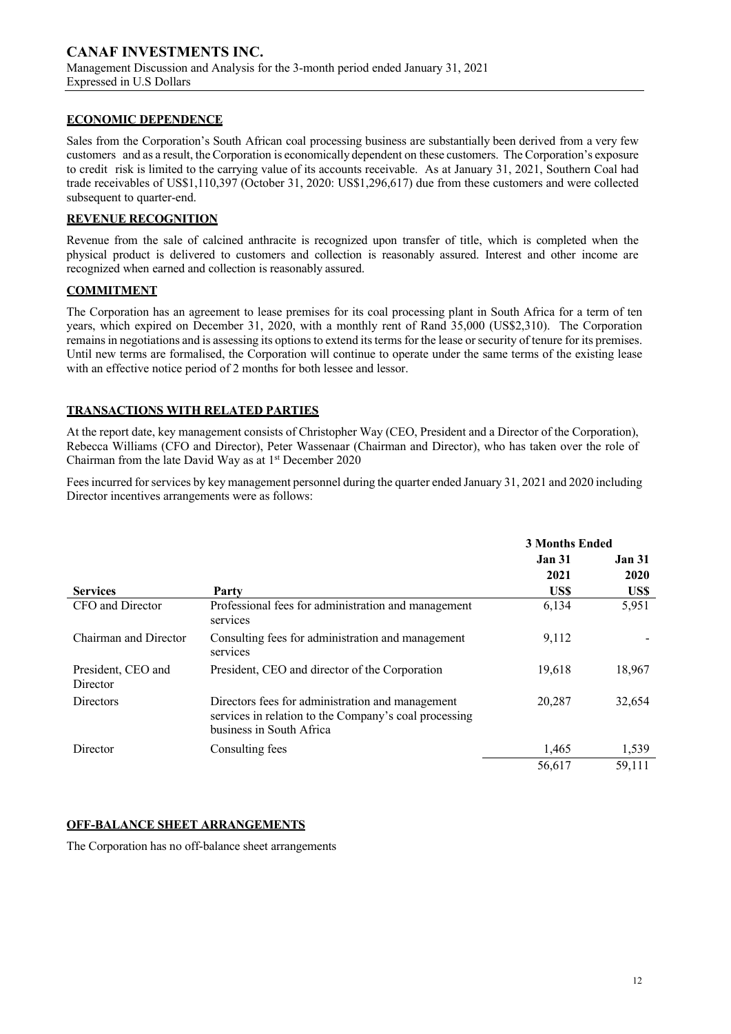## ECONOMIC DEPENDENCE

Sales from the Corporation's South African coal processing business are substantially been derived from a very few customers and as a result, the Corporation is economically dependent on these customers. The Corporation's exposure to credit risk is limited to the carrying value of its accounts receivable. As at January 31, 2021, Southern Coal had trade receivables of US$1,110,397 (October 31, 2020: US$1,296,617) due from these customers and were collected subsequent to quarter-end.

## REVENUE RECOGNITION

Revenue from the sale of calcined anthracite is recognized upon transfer of title, which is completed when the physical product is delivered to customers and collection is reasonably assured. Interest and other income are recognized when earned and collection is reasonably assured.

## COMMITMENT

The Corporation has an agreement to lease premises for its coal processing plant in South Africa for a term of ten years, which expired on December 31, 2020, with a monthly rent of Rand 35,000 (US$2,310). The Corporation remains in negotiations and is assessing its options to extend its terms for the lease or security of tenure for its premises. Until new terms are formalised, the Corporation will continue to operate under the same terms of the existing lease with an effective notice period of 2 months for both lessee and lessor.

## TRANSACTIONS WITH RELATED PARTIES

At the report date, key management consists of Christopher Way (CEO, President and a Director of the Corporation), Rebecca Williams (CFO and Director), Peter Wassenaar (Chairman and Director), who has taken over the role of Chairman from the late David Way as at 1st December 2020

Fees incurred for services by key management personnel during the quarter ended January 31, 2021 and 2020 including Director incentives arrangements were as follows:

| | | 3 Months Ended | |
|---|---|---|---|
| | | Jan 31 2021 | Jan 31 2020 |
| Services | Party | US$ | US$ |
| CFO and Director | Professional fees for administration and management services | 6,134 | 5,951 |
| Chairman and Director | Consulting fees for administration and management services | 9,112 | - |
| President, CEO and Director | President, CEO and director of the Corporation | 19,618 | 18,967 |
| Directors | Directors fees for administration and management services in relation to the Company's coal processing business in South Africa | 20,287 | 32,654 |
| Director | Consulting fees | 1,465 | 1,539 |
| | | 56,617 | 59,111 |

## OFF-BALANCE SHEET ARRANGEMENTS

The Corporation has no off-balance sheet arrangements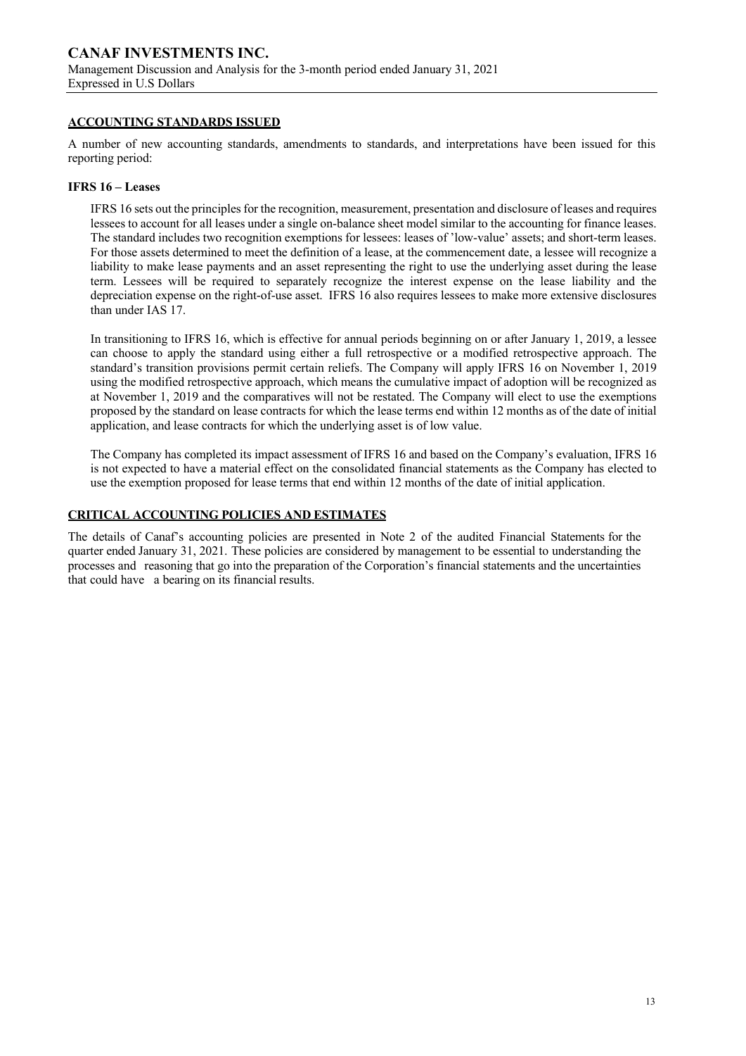## ACCOUNTING STANDARDS ISSUED

A number of new accounting standards, amendments to standards, and interpretations have been issued for this reporting period:

### IFRS 16 – Leases

IFRS 16 sets out the principles for the recognition, measurement, presentation and disclosure of leases and requires lessees to account for all leases under a single on-balance sheet model similar to the accounting for finance leases. The standard includes two recognition exemptions for lessees: leases of 'low-value' assets; and short-term leases. For those assets determined to meet the definition of a lease, at the commencement date, a lessee will recognize a liability to make lease payments and an asset representing the right to use the underlying asset during the lease term. Lessees will be required to separately recognize the interest expense on the lease liability and the depreciation expense on the right-of-use asset. IFRS 16 also requires lessees to make more extensive disclosures than under IAS 17.

In transitioning to IFRS 16, which is effective for annual periods beginning on or after January 1, 2019, a lessee can choose to apply the standard using either a full retrospective or a modified retrospective approach. The standard's transition provisions permit certain reliefs. The Company will apply IFRS 16 on November 1, 2019 using the modified retrospective approach, which means the cumulative impact of adoption will be recognized as at November 1, 2019 and the comparatives will not be restated. The Company will elect to use the exemptions proposed by the standard on lease contracts for which the lease terms end within 12 months as of the date of initial application, and lease contracts for which the underlying asset is of low value.

The Company has completed its impact assessment of IFRS 16 and based on the Company's evaluation, IFRS 16 is not expected to have a material effect on the consolidated financial statements as the Company has elected to use the exemption proposed for lease terms that end within 12 months of the date of initial application.

## CRITICAL ACCOUNTING POLICIES AND ESTIMATES

The details of Canaf's accounting policies are presented in Note 2 of the audited Financial Statements for the quarter ended January 31, 2021. These policies are considered by management to be essential to understanding the processes and reasoning that go into the preparation of the Corporation's financial statements and the uncertainties that could have a bearing on its financial results.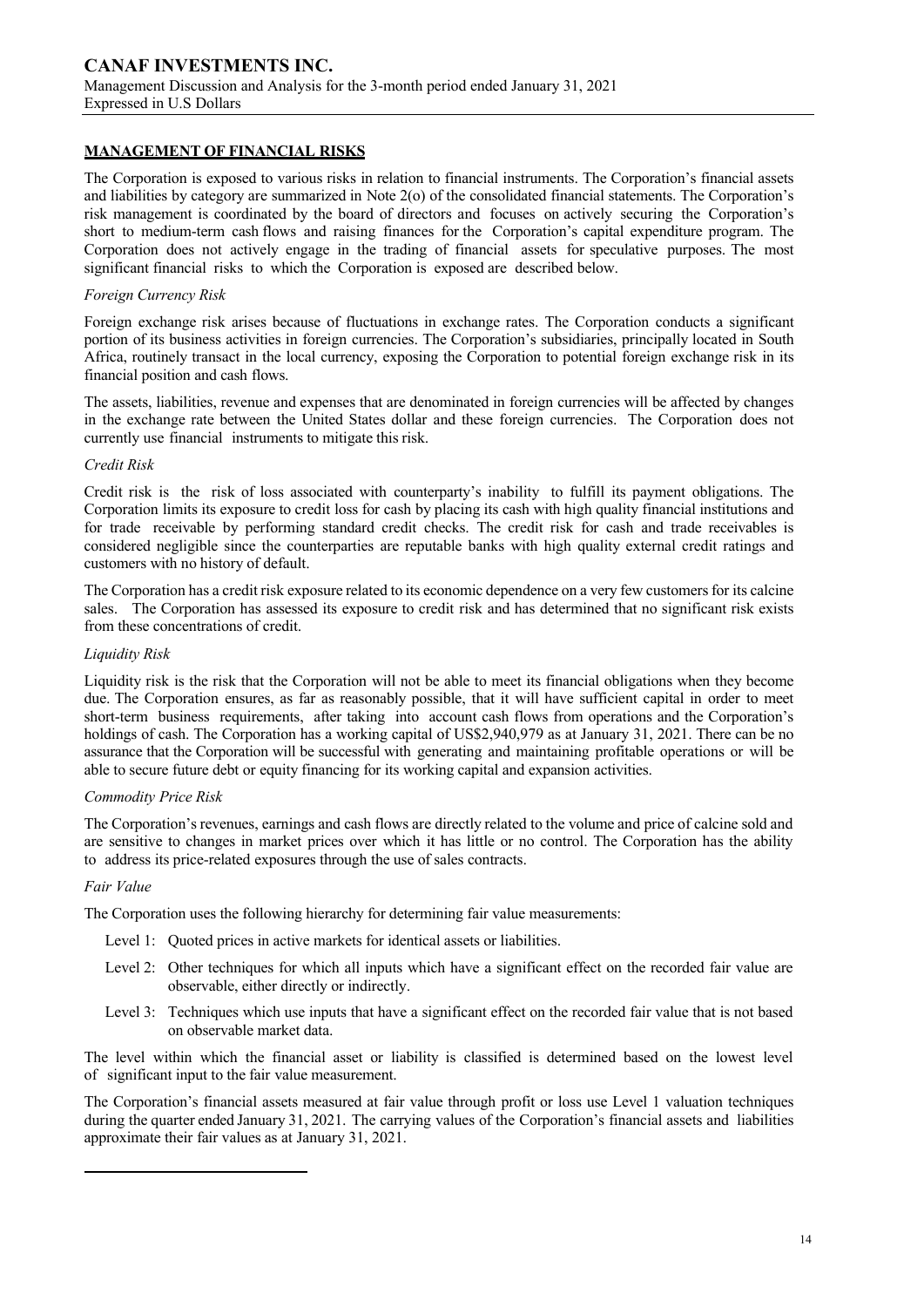## MANAGEMENT OF FINANCIAL RISKS

The Corporation is exposed to various risks in relation to financial instruments. The Corporation's financial assets and liabilities by category are summarized in Note 2(o) of the consolidated financial statements. The Corporation's risk management is coordinated by the board of directors and focuses on actively securing the Corporation's short to medium-term cash flows and raising finances for the Corporation's capital expenditure program. The Corporation does not actively engage in the trading of financial assets for speculative purposes. The most significant financial risks to which the Corporation is exposed are described below.

*Foreign Currency Risk*

Foreign exchange risk arises because of fluctuations in exchange rates. The Corporation conducts a significant portion of its business activities in foreign currencies. The Corporation's subsidiaries, principally located in South Africa, routinely transact in the local currency, exposing the Corporation to potential foreign exchange risk in its financial position and cash flows.

The assets, liabilities, revenue and expenses that are denominated in foreign currencies will be affected by changes in the exchange rate between the United States dollar and these foreign currencies. The Corporation does not currently use financial instruments to mitigate this risk.

*Credit Risk*

Credit risk is the risk of loss associated with counterparty's inability to fulfill its payment obligations. The Corporation limits its exposure to credit loss for cash by placing its cash with high quality financial institutions and for trade receivable by performing standard credit checks. The credit risk for cash and trade receivables is considered negligible since the counterparties are reputable banks with high quality external credit ratings and customers with no history of default.

The Corporation has a credit risk exposure related to its economic dependence on a very few customers for its calcine sales. The Corporation has assessed its exposure to credit risk and has determined that no significant risk exists from these concentrations of credit.

*Liquidity Risk*

Liquidity risk is the risk that the Corporation will not be able to meet its financial obligations when they become due. The Corporation ensures, as far as reasonably possible, that it will have sufficient capital in order to meet short-term business requirements, after taking into account cash flows from operations and the Corporation's holdings of cash. The Corporation has a working capital of US$2,940,979 as at January 31, 2021. There can be no assurance that the Corporation will be successful with generating and maintaining profitable operations or will be able to secure future debt or equity financing for its working capital and expansion activities.

*Commodity Price Risk*

The Corporation's revenues, earnings and cash flows are directly related to the volume and price of calcine sold and are sensitive to changes in market prices over which it has little or no control. The Corporation has the ability to address its price-related exposures through the use of sales contracts.

*Fair Value*

The Corporation uses the following hierarchy for determining fair value measurements:

- Level 1: Quoted prices in active markets for identical assets or liabilities.
- Level 2: Other techniques for which all inputs which have a significant effect on the recorded fair value are observable, either directly or indirectly.
- Level 3: Techniques which use inputs that have a significant effect on the recorded fair value that is not based on observable market data.

The level within which the financial asset or liability is classified is determined based on the lowest level of significant input to the fair value measurement.

The Corporation's financial assets measured at fair value through profit or loss use Level 1 valuation techniques during the quarter ended January 31, 2021. The carrying values of the Corporation's financial assets and liabilities approximate their fair values as at January 31, 2021.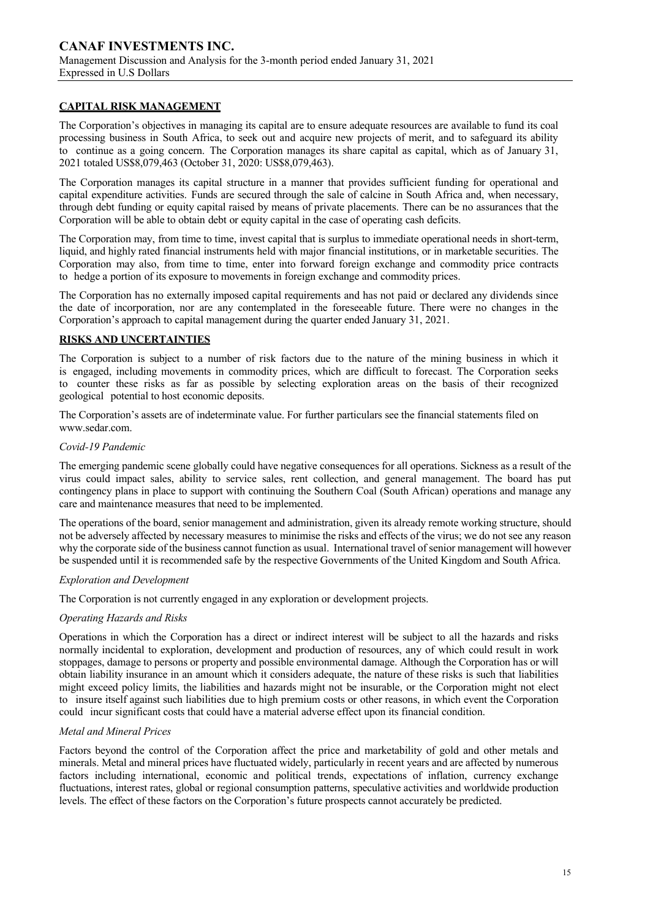## CAPITAL RISK MANAGEMENT

The Corporation's objectives in managing its capital are to ensure adequate resources are available to fund its coal processing business in South Africa, to seek out and acquire new projects of merit, and to safeguard its ability to continue as a going concern. The Corporation manages its share capital as capital, which as of January 31, 2021 totaled US$8,079,463 (October 31, 2020: US$8,079,463).

The Corporation manages its capital structure in a manner that provides sufficient funding for operational and capital expenditure activities. Funds are secured through the sale of calcine in South Africa and, when necessary, through debt funding or equity capital raised by means of private placements. There can be no assurances that the Corporation will be able to obtain debt or equity capital in the case of operating cash deficits.

The Corporation may, from time to time, invest capital that is surplus to immediate operational needs in short-term, liquid, and highly rated financial instruments held with major financial institutions, or in marketable securities. The Corporation may also, from time to time, enter into forward foreign exchange and commodity price contracts to hedge a portion of its exposure to movements in foreign exchange and commodity prices.

The Corporation has no externally imposed capital requirements and has not paid or declared any dividends since the date of incorporation, nor are any contemplated in the foreseeable future. There were no changes in the Corporation's approach to capital management during the quarter ended January 31, 2021.

## RISKS AND UNCERTAINTIES

The Corporation is subject to a number of risk factors due to the nature of the mining business in which it is engaged, including movements in commodity prices, which are difficult to forecast. The Corporation seeks to counter these risks as far as possible by selecting exploration areas on the basis of their recognized geological potential to host economic deposits.

The Corporation's assets are of indeterminate value. For further particulars see the financial statements filed on www.sedar.com.

*Covid-19 Pandemic*

The emerging pandemic scene globally could have negative consequences for all operations. Sickness as a result of the virus could impact sales, ability to service sales, rent collection, and general management. The board has put contingency plans in place to support with continuing the Southern Coal (South African) operations and manage any care and maintenance measures that need to be implemented.

The operations of the board, senior management and administration, given its already remote working structure, should not be adversely affected by necessary measures to minimise the risks and effects of the virus; we do not see any reason why the corporate side of the business cannot function as usual. International travel of senior management will however be suspended until it is recommended safe by the respective Governments of the United Kingdom and South Africa.

*Exploration and Development*

The Corporation is not currently engaged in any exploration or development projects.

*Operating Hazards and Risks*

Operations in which the Corporation has a direct or indirect interest will be subject to all the hazards and risks normally incidental to exploration, development and production of resources, any of which could result in work stoppages, damage to persons or property and possible environmental damage. Although the Corporation has or will obtain liability insurance in an amount which it considers adequate, the nature of these risks is such that liabilities might exceed policy limits, the liabilities and hazards might not be insurable, or the Corporation might not elect to insure itself against such liabilities due to high premium costs or other reasons, in which event the Corporation could incur significant costs that could have a material adverse effect upon its financial condition.

*Metal and Mineral Prices*

Factors beyond the control of the Corporation affect the price and marketability of gold and other metals and minerals. Metal and mineral prices have fluctuated widely, particularly in recent years and are affected by numerous factors including international, economic and political trends, expectations of inflation, currency exchange fluctuations, interest rates, global or regional consumption patterns, speculative activities and worldwide production levels. The effect of these factors on the Corporation's future prospects cannot accurately be predicted.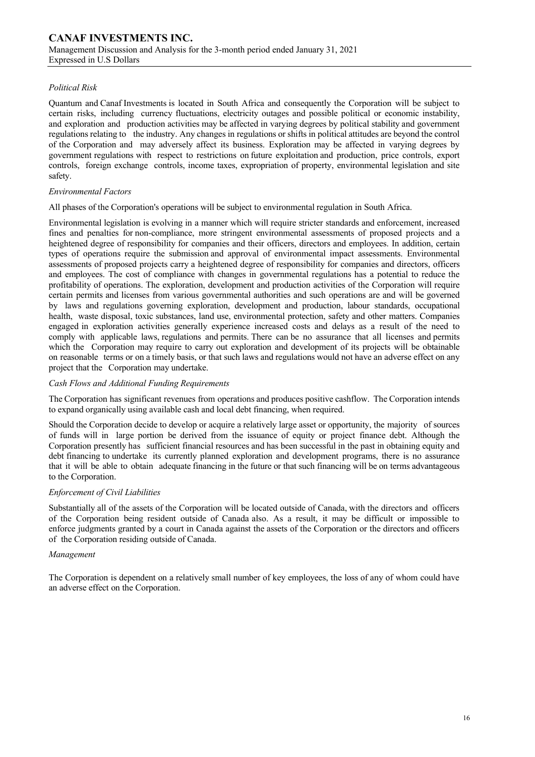*Political Risk*

Quantum and Canaf Investments is located in South Africa and consequently the Corporation will be subject to certain risks, including currency fluctuations, electricity outages and possible political or economic instability, and exploration and production activities may be affected in varying degrees by political stability and government regulations relating to the industry. Any changes in regulations or shifts in political attitudes are beyond the control of the Corporation and may adversely affect its business. Exploration may be affected in varying degrees by government regulations with respect to restrictions on future exploitation and production, price controls, export controls, foreign exchange controls, income taxes, expropriation of property, environmental legislation and site safety.

*Environmental Factors*

All phases of the Corporation's operations will be subject to environmental regulation in South Africa.

Environmental legislation is evolving in a manner which will require stricter standards and enforcement, increased fines and penalties for non-compliance, more stringent environmental assessments of proposed projects and a heightened degree of responsibility for companies and their officers, directors and employees. In addition, certain types of operations require the submission and approval of environmental impact assessments. Environmental assessments of proposed projects carry a heightened degree of responsibility for companies and directors, officers and employees. The cost of compliance with changes in governmental regulations has a potential to reduce the profitability of operations. The exploration, development and production activities of the Corporation will require certain permits and licenses from various governmental authorities and such operations are and will be governed by laws and regulations governing exploration, development and production, labour standards, occupational health, waste disposal, toxic substances, land use, environmental protection, safety and other matters. Companies engaged in exploration activities generally experience increased costs and delays as a result of the need to comply with applicable laws, regulations and permits. There can be no assurance that all licenses and permits which the Corporation may require to carry out exploration and development of its projects will be obtainable on reasonable terms or on a timely basis, or that such laws and regulations would not have an adverse effect on any project that the Corporation may undertake.

*Cash Flows and Additional Funding Requirements*

The Corporation has significant revenues from operations and produces positive cashflow. The Corporation intends to expand organically using available cash and local debt financing, when required.

Should the Corporation decide to develop or acquire a relatively large asset or opportunity, the majority of sources of funds will in large portion be derived from the issuance of equity or project finance debt. Although the Corporation presently has sufficient financial resources and has been successful in the past in obtaining equity and debt financing to undertake its currently planned exploration and development programs, there is no assurance that it will be able to obtain adequate financing in the future or that such financing will be on terms advantageous to the Corporation.

*Enforcement of Civil Liabilities*

Substantially all of the assets of the Corporation will be located outside of Canada, with the directors and officers of the Corporation being resident outside of Canada also. As a result, it may be difficult or impossible to enforce judgments granted by a court in Canada against the assets of the Corporation or the directors and officers of the Corporation residing outside of Canada.

*Management*

The Corporation is dependent on a relatively small number of key employees, the loss of any of whom could have an adverse effect on the Corporation.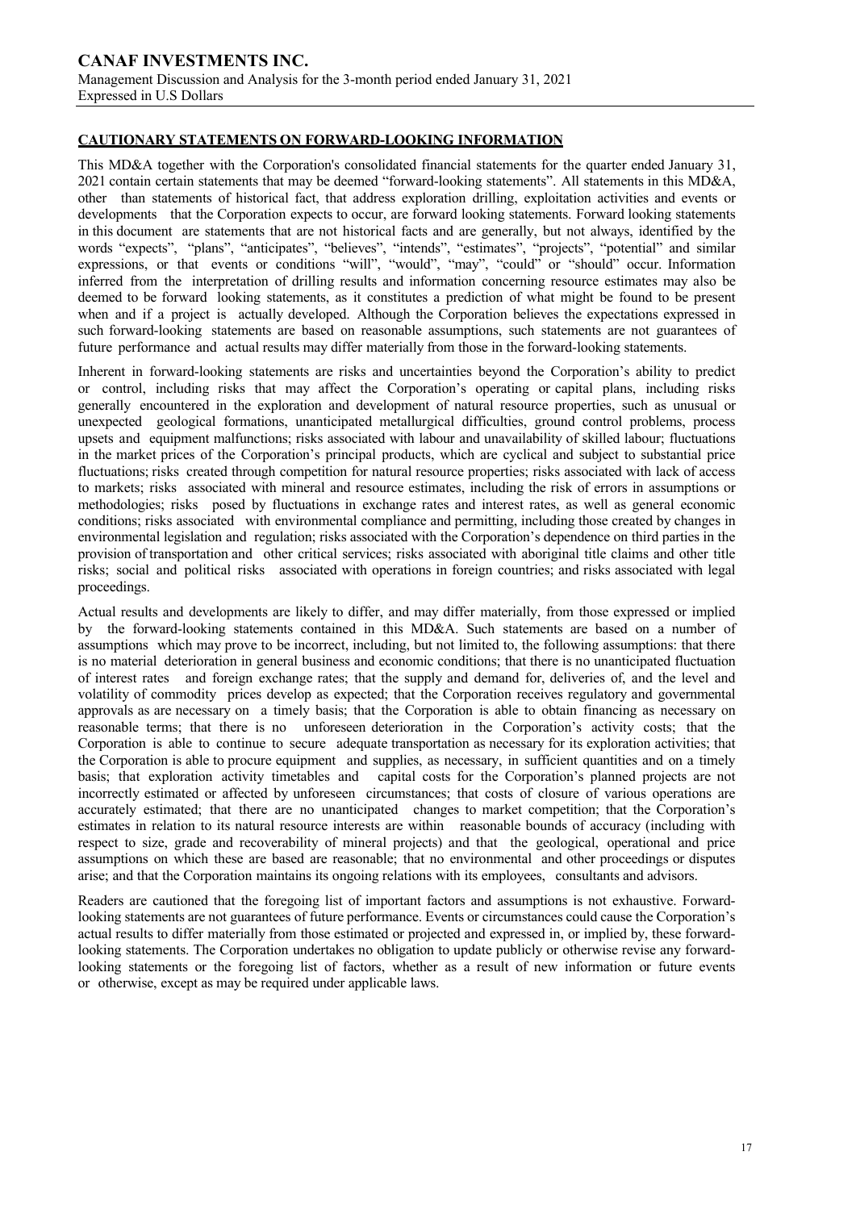## CAUTIONARY STATEMENTS ON FORWARD-LOOKING INFORMATION

This MD&A together with the Corporation's consolidated financial statements for the quarter ended January 31, 2021 contain certain statements that may be deemed "forward-looking statements". All statements in this MD&A, other than statements of historical fact, that address exploration drilling, exploitation activities and events or developments that the Corporation expects to occur, are forward looking statements. Forward looking statements in this document are statements that are not historical facts and are generally, but not always, identified by the words "expects", "plans", "anticipates", "believes", "intends", "estimates", "projects", "potential" and similar expressions, or that events or conditions "will", "would", "may", "could" or "should" occur. Information inferred from the interpretation of drilling results and information concerning resource estimates may also be deemed to be forward looking statements, as it constitutes a prediction of what might be found to be present when and if a project is actually developed. Although the Corporation believes the expectations expressed in such forward-looking statements are based on reasonable assumptions, such statements are not guarantees of future performance and actual results may differ materially from those in the forward-looking statements.

Inherent in forward-looking statements are risks and uncertainties beyond the Corporation's ability to predict or control, including risks that may affect the Corporation's operating or capital plans, including risks generally encountered in the exploration and development of natural resource properties, such as unusual or unexpected geological formations, unanticipated metallurgical difficulties, ground control problems, process upsets and equipment malfunctions; risks associated with labour and unavailability of skilled labour; fluctuations in the market prices of the Corporation's principal products, which are cyclical and subject to substantial price fluctuations; risks created through competition for natural resource properties; risks associated with lack of access to markets; risks associated with mineral and resource estimates, including the risk of errors in assumptions or methodologies; risks posed by fluctuations in exchange rates and interest rates, as well as general economic conditions; risks associated with environmental compliance and permitting, including those created by changes in environmental legislation and regulation; risks associated with the Corporation's dependence on third parties in the provision of transportation and other critical services; risks associated with aboriginal title claims and other title risks; social and political risks associated with operations in foreign countries; and risks associated with legal proceedings.

Actual results and developments are likely to differ, and may differ materially, from those expressed or implied by the forward-looking statements contained in this MD&A. Such statements are based on a number of assumptions which may prove to be incorrect, including, but not limited to, the following assumptions: that there is no material deterioration in general business and economic conditions; that there is no unanticipated fluctuation of interest rates and foreign exchange rates; that the supply and demand for, deliveries of, and the level and volatility of commodity prices develop as expected; that the Corporation receives regulatory and governmental approvals as are necessary on a timely basis; that the Corporation is able to obtain financing as necessary on reasonable terms; that there is no unforeseen deterioration in the Corporation's activity costs; that the Corporation is able to continue to secure adequate transportation as necessary for its exploration activities; that the Corporation is able to procure equipment and supplies, as necessary, in sufficient quantities and on a timely basis; that exploration activity timetables and capital costs for the Corporation's planned projects are not incorrectly estimated or affected by unforeseen circumstances; that costs of closure of various operations are accurately estimated; that there are no unanticipated changes to market competition; that the Corporation's estimates in relation to its natural resource interests are within reasonable bounds of accuracy (including with respect to size, grade and recoverability of mineral projects) and that the geological, operational and price assumptions on which these are based are reasonable; that no environmental and other proceedings or disputes arise; and that the Corporation maintains its ongoing relations with its employees, consultants and advisors.

Readers are cautioned that the foregoing list of important factors and assumptions is not exhaustive. Forward-looking statements are not guarantees of future performance. Events or circumstances could cause the Corporation's actual results to differ materially from those estimated or projected and expressed in, or implied by, these forward-looking statements. The Corporation undertakes no obligation to update publicly or otherwise revise any forward-looking statements or the foregoing list of factors, whether as a result of new information or future events or otherwise, except as may be required under applicable laws.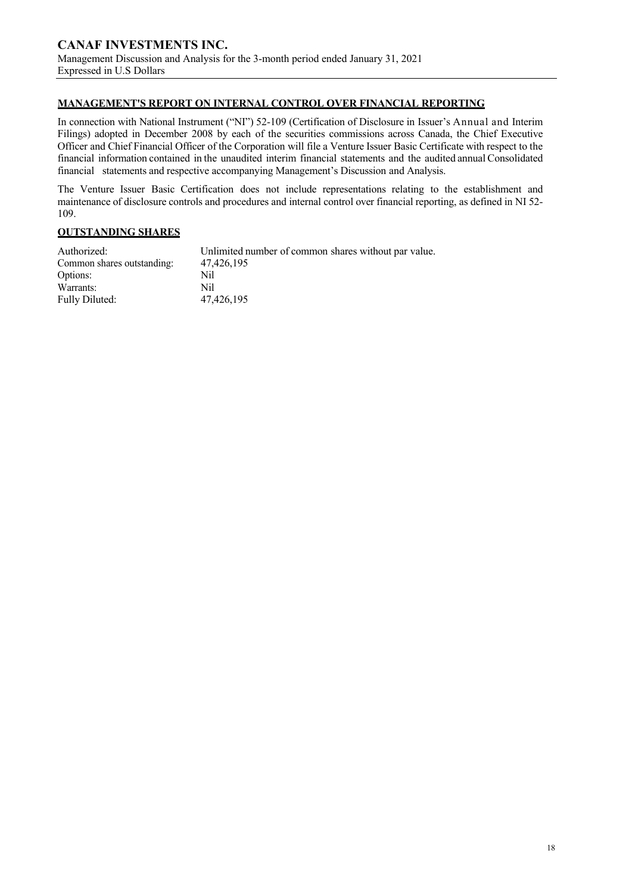## MANAGEMENT'S REPORT ON INTERNAL CONTROL OVER FINANCIAL REPORTING

In connection with National Instrument ("NI") 52-109 (Certification of Disclosure in Issuer's Annual and Interim Filings) adopted in December 2008 by each of the securities commissions across Canada, the Chief Executive Officer and Chief Financial Officer of the Corporation will file a Venture Issuer Basic Certificate with respect to the financial information contained in the unaudited interim financial statements and the audited annual Consolidated financial statements and respective accompanying Management's Discussion and Analysis.

The Venture Issuer Basic Certification does not include representations relating to the establishment and maintenance of disclosure controls and procedures and internal control over financial reporting, as defined in NI 52-109.

## OUTSTANDING SHARES

| | |
|---|---|
| Authorized: | Unlimited number of common shares without par value. |
| Common shares outstanding: | 47,426,195 |
| Options: | Nil |
| Warrants: | Nil |
| Fully Diluted: | 47,426,195 |